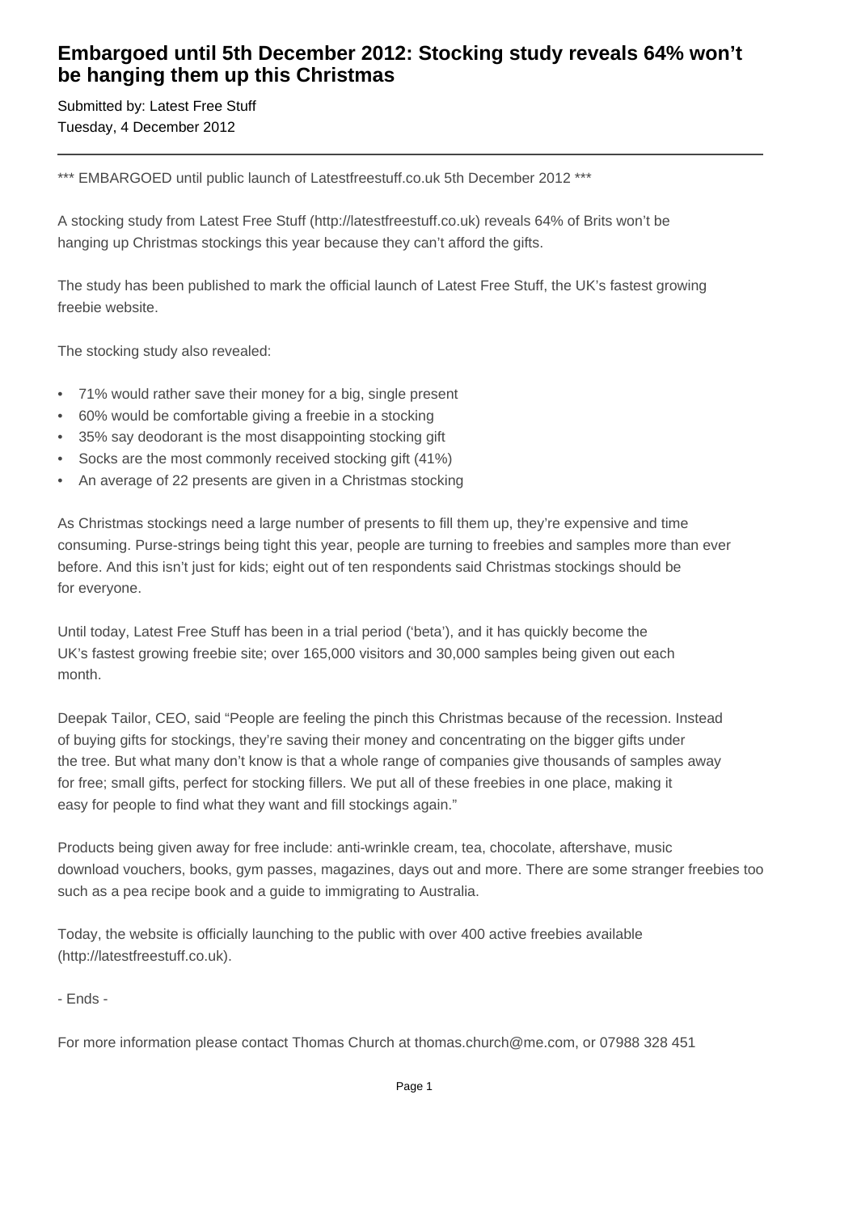# Embargoed until 5th December 2012: Stocking study reveals 64% won't be hanging them up this Christmas

Submitted by: Latest Free Stuff
Tuesday, 4 December 2012

---

*** EMBARGOED until public launch of Latestfreestuff.co.uk 5th December 2012 ***

A stocking study from Latest Free Stuff (http://latestfreestuff.co.uk) reveals 64% of Brits won't be hanging up Christmas stockings this year because they can't afford the gifts.

The study has been published to mark the official launch of Latest Free Stuff, the UK's fastest growing freebie website.

The stocking study also revealed:

- 71% would rather save their money for a big, single present
- 60% would be comfortable giving a freebie in a stocking
- 35% say deodorant is the most disappointing stocking gift
- Socks are the most commonly received stocking gift (41%)
- An average of 22 presents are given in a Christmas stocking

As Christmas stockings need a large number of presents to fill them up, they're expensive and time consuming. Purse-strings being tight this year, people are turning to freebies and samples more than ever before. And this isn't just for kids; eight out of ten respondents said Christmas stockings should be for everyone.

Until today, Latest Free Stuff has been in a trial period ('beta'), and it has quickly become the UK's fastest growing freebie site; over 165,000 visitors and 30,000 samples being given out each month.

Deepak Tailor, CEO, said "People are feeling the pinch this Christmas because of the recession. Instead of buying gifts for stockings, they're saving their money and concentrating on the bigger gifts under the tree. But what many don't know is that a whole range of companies give thousands of samples away for free; small gifts, perfect for stocking fillers. We put all of these freebies in one place, making it easy for people to find what they want and fill stockings again."

Products being given away for free include: anti-wrinkle cream, tea, chocolate, aftershave, music download vouchers, books, gym passes, magazines, days out and more. There are some stranger freebies too such as a pea recipe book and a guide to immigrating to Australia.

Today, the website is officially launching to the public with over 400 active freebies available (http://latestfreestuff.co.uk).

- Ends -

For more information please contact Thomas Church at thomas.church@me.com, or 07988 328 451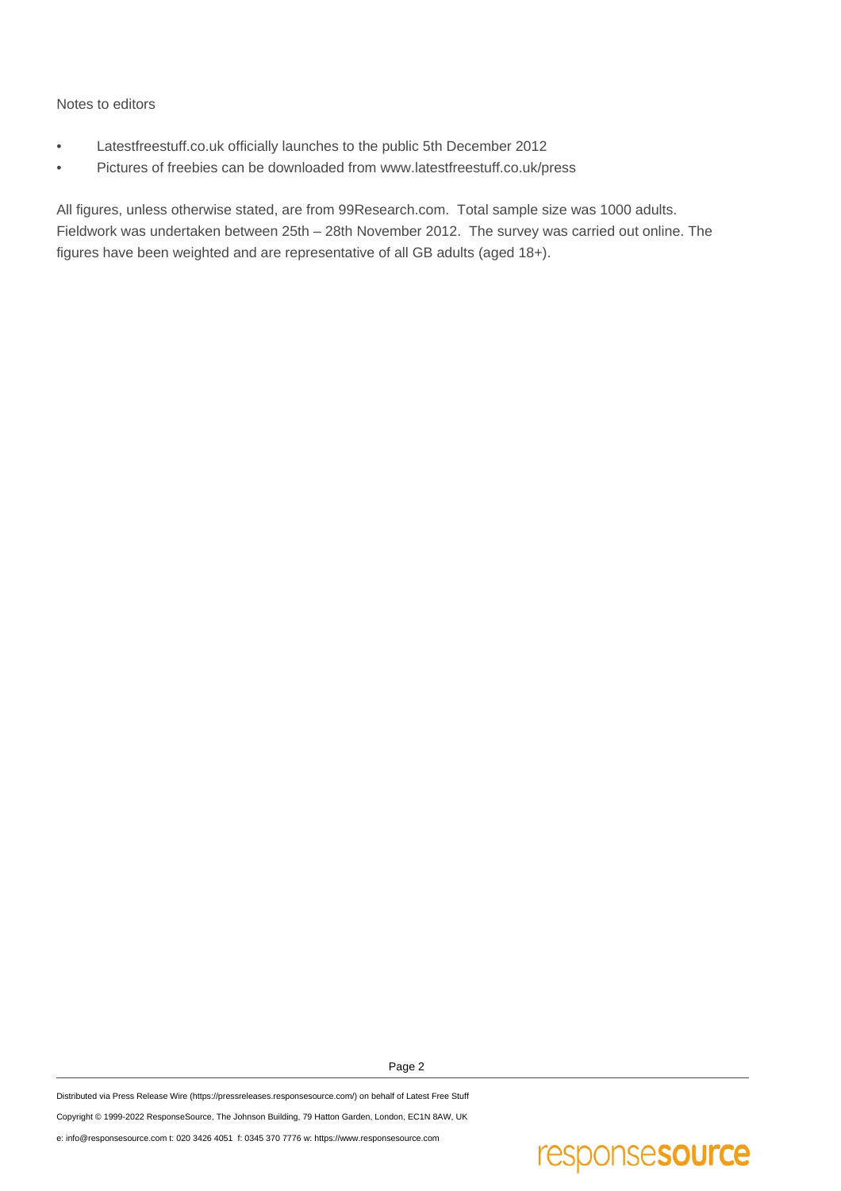Notes to editors

- Latestfreestuff.co.uk officially launches to the public 5th December 2012
- Pictures of freebies can be downloaded from www.latestfreestuff.co.uk/press

All figures, unless otherwise stated, are from 99Research.com. Total sample size was 1000 adults. Fieldwork was undertaken between 25th – 28th November 2012. The survey was carried out online. The figures have been weighted and are representative of all GB adults (aged 18+).